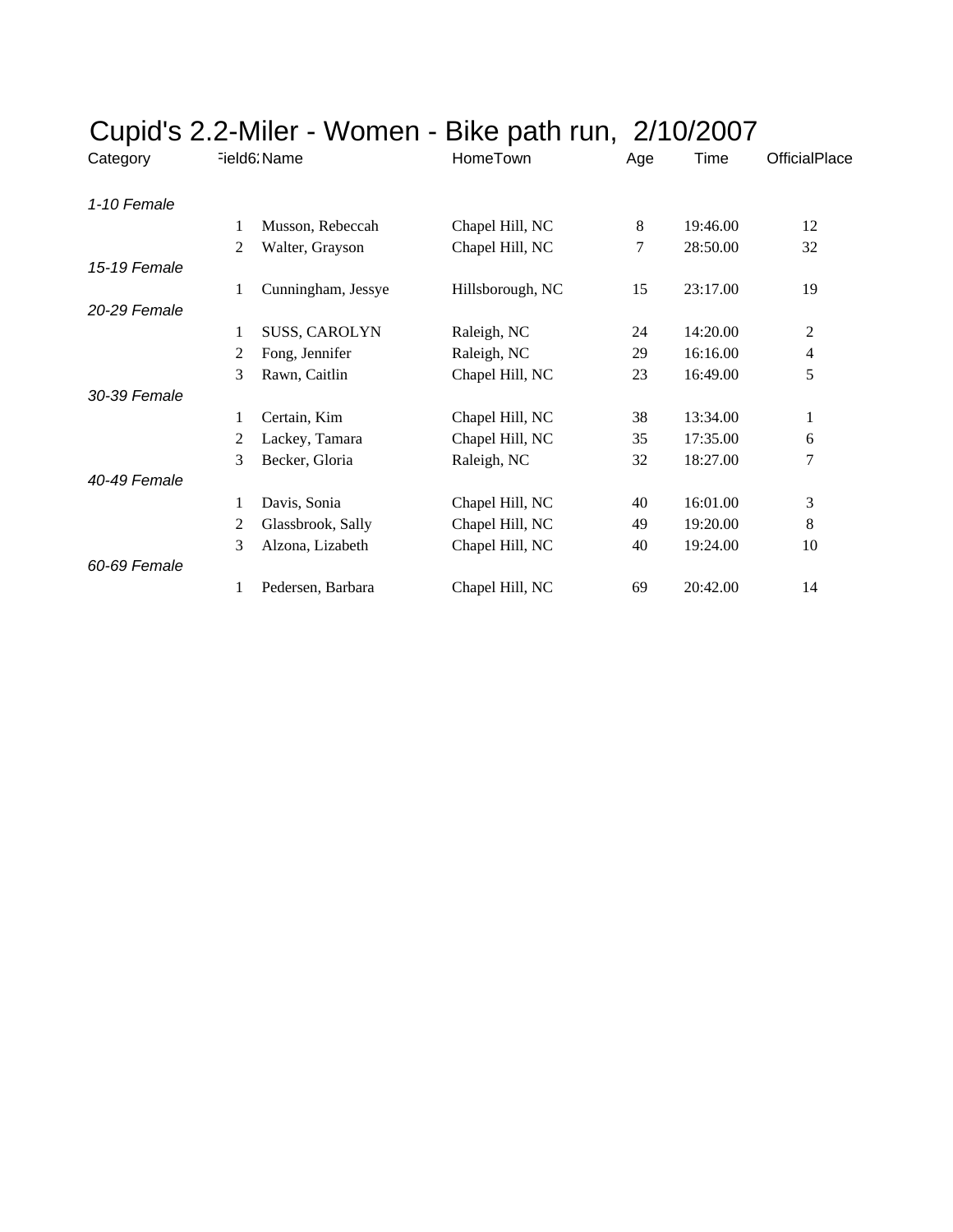# Cupid's 2.2-Miler - Women - Bike path run, 2/10/2007

| Category | Field6: | Name | HomeTown | Age | Time | OfficialPlace |
|---|---|---|---|---|---|---|
| *1-10 Female* | | | | | | |
| | 1 | Musson, Rebeccah | Chapel Hill, NC | 8 | 19:46.00 | 12 |
| | 2 | Walter, Grayson | Chapel Hill, NC | 7 | 28:50.00 | 32 |
| *15-19 Female* | | | | | | |
| | 1 | Cunningham, Jessye | Hillsborough, NC | 15 | 23:17.00 | 19 |
| *20-29 Female* | | | | | | |
| | 1 | SUSS, CAROLYN | Raleigh, NC | 24 | 14:20.00 | 2 |
| | 2 | Fong, Jennifer | Raleigh, NC | 29 | 16:16.00 | 4 |
| | 3 | Rawn, Caitlin | Chapel Hill, NC | 23 | 16:49.00 | 5 |
| *30-39 Female* | | | | | | |
| | 1 | Certain, Kim | Chapel Hill, NC | 38 | 13:34.00 | 1 |
| | 2 | Lackey, Tamara | Chapel Hill, NC | 35 | 17:35.00 | 6 |
| | 3 | Becker, Gloria | Raleigh, NC | 32 | 18:27.00 | 7 |
| *40-49 Female* | | | | | | |
| | 1 | Davis, Sonia | Chapel Hill, NC | 40 | 16:01.00 | 3 |
| | 2 | Glassbrook, Sally | Chapel Hill, NC | 49 | 19:20.00 | 8 |
| | 3 | Alzona, Lizabeth | Chapel Hill, NC | 40 | 19:24.00 | 10 |
| *60-69 Female* | | | | | | |
| | 1 | Pedersen, Barbara | Chapel Hill, NC | 69 | 20:42.00 | 14 |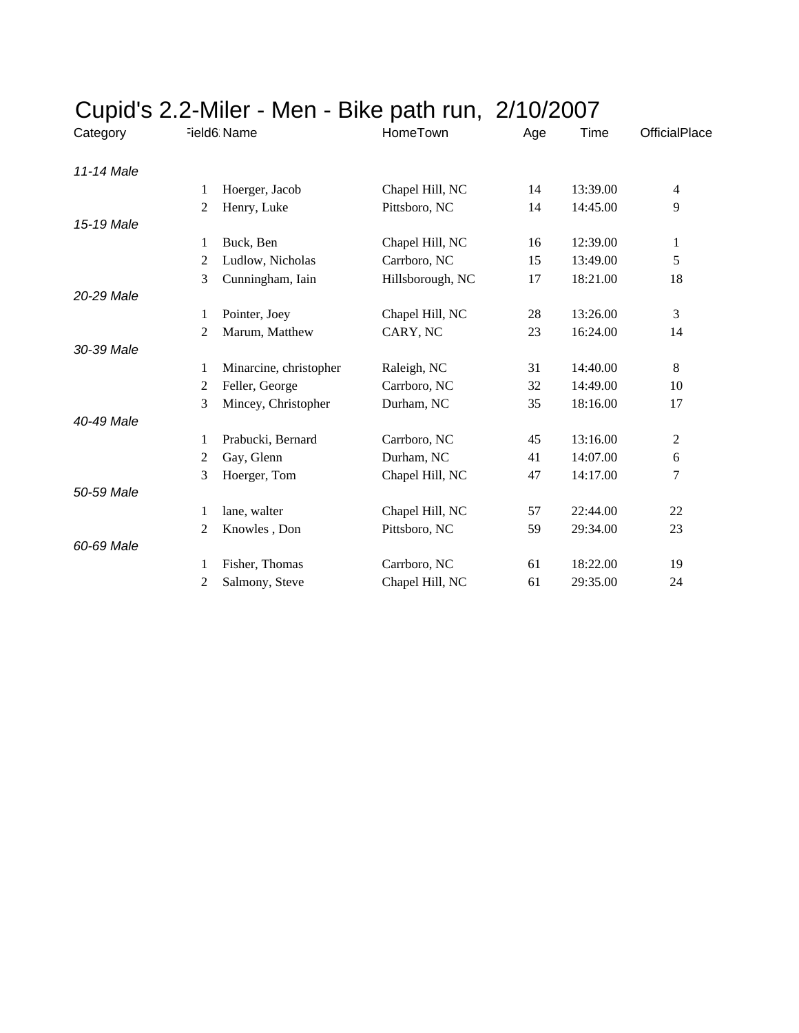# Cupid's 2.2-Miler - Men - Bike path run, 2/10/2007

| Category | Field6 | Name | HomeTown | Age | Time | OfficialPlace |
|---|---|---|---|---|---|---|
| *11-14 Male* | | | | | | |
| | 1 | Hoerger, Jacob | Chapel Hill, NC | 14 | 13:39.00 | 4 |
| | 2 | Henry, Luke | Pittsboro, NC | 14 | 14:45.00 | 9 |
| *15-19 Male* | | | | | | |
| | 1 | Buck, Ben | Chapel Hill, NC | 16 | 12:39.00 | 1 |
| | 2 | Ludlow, Nicholas | Carrboro, NC | 15 | 13:49.00 | 5 |
| | 3 | Cunningham, Iain | Hillsborough, NC | 17 | 18:21.00 | 18 |
| *20-29 Male* | | | | | | |
| | 1 | Pointer, Joey | Chapel Hill, NC | 28 | 13:26.00 | 3 |
| | 2 | Marum, Matthew | CARY, NC | 23 | 16:24.00 | 14 |
| *30-39 Male* | | | | | | |
| | 1 | Minarcine, christopher | Raleigh, NC | 31 | 14:40.00 | 8 |
| | 2 | Feller, George | Carrboro, NC | 32 | 14:49.00 | 10 |
| | 3 | Mincey, Christopher | Durham, NC | 35 | 18:16.00 | 17 |
| *40-49 Male* | | | | | | |
| | 1 | Prabucki, Bernard | Carrboro, NC | 45 | 13:16.00 | 2 |
| | 2 | Gay, Glenn | Durham, NC | 41 | 14:07.00 | 6 |
| | 3 | Hoerger, Tom | Chapel Hill, NC | 47 | 14:17.00 | 7 |
| *50-59 Male* | | | | | | |
| | 1 | lane, walter | Chapel Hill, NC | 57 | 22:44.00 | 22 |
| | 2 | Knowles , Don | Pittsboro, NC | 59 | 29:34.00 | 23 |
| *60-69 Male* | | | | | | |
| | 1 | Fisher, Thomas | Carrboro, NC | 61 | 18:22.00 | 19 |
| | 2 | Salmony, Steve | Chapel Hill, NC | 61 | 29:35.00 | 24 |